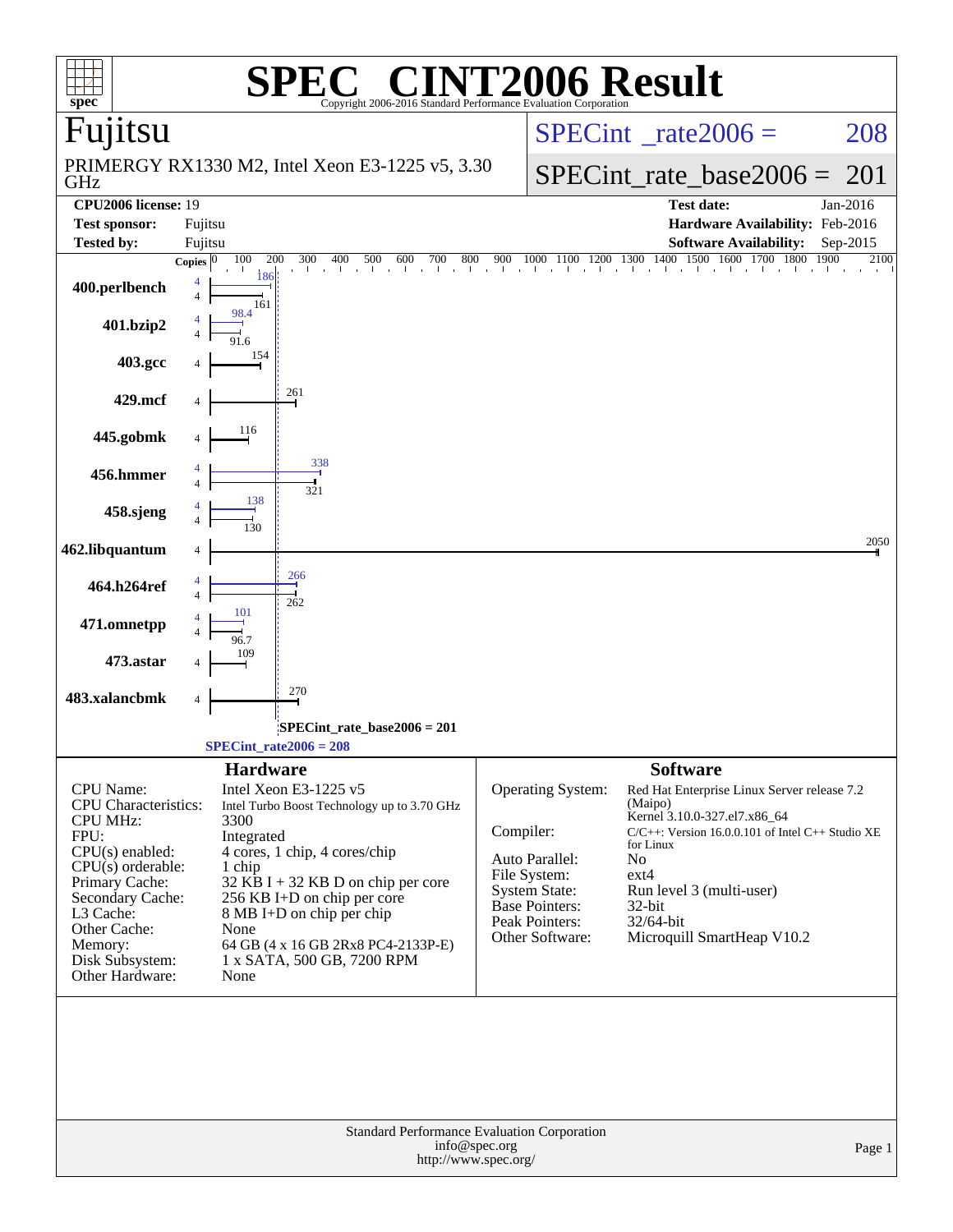# SPEC® CINT2006 Result

Copyright 2006-2016 Standard Performance Evaluation Corporation

## Fujitsu

PRIMERGY RX1330 M2, Intel Xeon E3-1225 v5, 3.30 GHz

**SPECint_rate2006 = 208**

**SPECint_rate_base2006 = 201**

| | | | |
|---|---|---|---|
| **CPU2006 license:** | 19 | **Test date:** | Jan-2016 |
| **Test sponsor:** | Fujitsu | **Hardware Availability:** | Feb-2016 |
| **Tested by:** | Fujitsu | **Software Availability:** | Sep-2015 |

| Benchmark | Copies | Peak | Base |
|---|---|---|---|
| 400.perlbench | 4 | 186 | 161 |
| 401.bzip2 | 4 | 98.4 | 91.6 |
| 403.gcc | 4 | | 154 |
| 429.mcf | 4 | | 261 |
| 445.gobmk | 4 | | 116 |
| 456.hmmer | 4 | 338 | 321 |
| 458.sjeng | 4 | 138 | 130 |
| 462.libquantum | 4 | | 2050 |
| 464.h264ref | 4 | 266 | 262 |
| 471.omnetpp | 4 | 101 | 96.7 |
| 473.astar | 4 | | 109 |
| 483.xalancbmk | 4 | | 270 |

SPECint_rate_base2006 = 201

SPECint_rate2006 = 208

## Hardware

| | |
|---|---|
| CPU Name: | Intel Xeon E3-1225 v5 |
| CPU Characteristics: | Intel Turbo Boost Technology up to 3.70 GHz |
| CPU MHz: | 3300 |
| FPU: | Integrated |
| CPU(s) enabled: | 4 cores, 1 chip, 4 cores/chip |
| CPU(s) orderable: | 1 chip |
| Primary Cache: | 32 KB I + 32 KB D on chip per core |
| Secondary Cache: | 256 KB I+D on chip per core |
| L3 Cache: | 8 MB I+D on chip per chip |
| Other Cache: | None |
| Memory: | 64 GB (4 x 16 GB 2Rx8 PC4-2133P-E) |
| Disk Subsystem: | 1 x SATA, 500 GB, 7200 RPM |
| Other Hardware: | None |

## Software

| | |
|---|---|
| Operating System: | Red Hat Enterprise Linux Server release 7.2 (Maipo) Kernel 3.10.0-327.el7.x86_64 |
| Compiler: | C/C++: Version 16.0.0.101 of Intel C++ Studio XE for Linux |
| Auto Parallel: | No |
| File System: | ext4 |
| System State: | Run level 3 (multi-user) |
| Base Pointers: | 32-bit |
| Peak Pointers: | 32/64-bit |
| Other Software: | Microquill SmartHeap V10.2 |

Standard Performance Evaluation Corporation
info@spec.org
http://www.spec.org/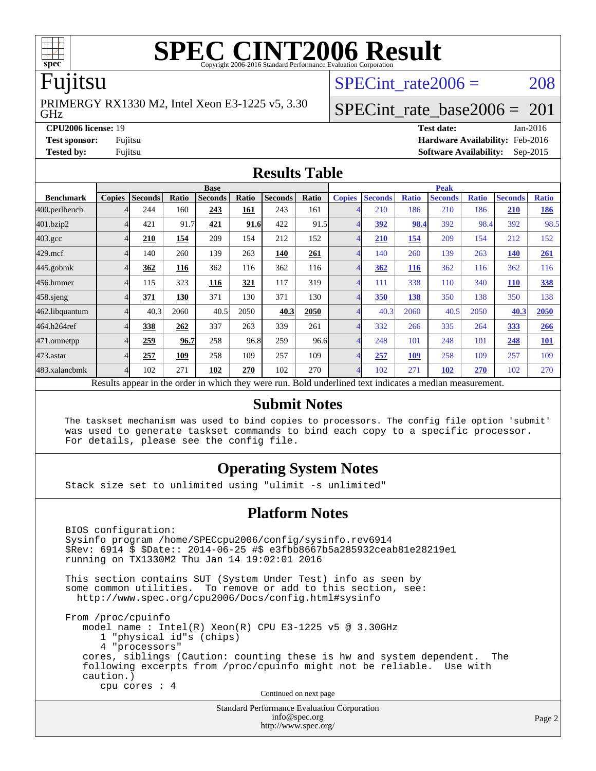# SPEC CINT2006 Result

Copyright 2006-2016 Standard Performance Evaluation Corporation

# Fujitsu

PRIMERGY RX1330 M2, Intel Xeon E3-1225 v5, 3.30 GHz

SPECint_rate2006 = 208

SPECint_rate_base2006 = 201

**CPU2006 license:** 19
**Test sponsor:** Fujitsu
**Tested by:** Fujitsu

**Test date:** Jan-2016
**Hardware Availability:** Feb-2016
**Software Availability:** Sep-2015

## Results Table

| Benchmark | Base | | | | | | | Peak | | | | | | |
|---|---|---|---|---|---|---|---|---|---|---|---|---|---|---|
| | Copies | Seconds | Ratio | Seconds | Ratio | Seconds | Ratio | Copies | Seconds | Ratio | Seconds | Ratio | Seconds | Ratio |
| 400.perlbench | 4 | 244 | 160 | **243** | **161** | 243 | 161 | 4 | 210 | 186 | 210 | 186 | **210** | **186** |
| 401.bzip2 | 4 | 421 | 91.7 | **421** | **91.6** | 422 | 91.5 | 4 | **392** | **98.4** | 392 | 98.4 | 392 | 98.5 |
| 403.gcc | 4 | **210** | **154** | 209 | 154 | 212 | 152 | 4 | **210** | **154** | 209 | 154 | 212 | 152 |
| 429.mcf | 4 | 140 | 260 | 139 | 263 | **140** | **261** | 4 | 140 | 260 | 139 | 263 | **140** | **261** |
| 445.gobmk | 4 | **362** | **116** | 362 | 116 | 362 | 116 | 4 | **362** | **116** | 362 | 116 | 362 | 116 |
| 456.hmmer | 4 | 115 | 323 | **116** | **321** | 117 | 319 | 4 | 111 | 338 | 110 | 340 | **110** | **338** |
| 458.sjeng | 4 | **371** | **130** | 371 | 130 | 371 | 130 | 4 | **350** | **138** | 350 | 138 | 350 | 138 |
| 462.libquantum | 4 | 40.3 | 2060 | 40.5 | 2050 | **40.3** | **2050** | 4 | 40.3 | 2060 | 40.5 | 2050 | **40.3** | **2050** |
| 464.h264ref | 4 | **338** | **262** | 337 | 263 | 339 | 261 | 4 | 332 | 266 | 335 | 264 | **333** | **266** |
| 471.omnetpp | 4 | **259** | **96.7** | 258 | 96.8 | 259 | 96.6 | 4 | 248 | 101 | 248 | 101 | **248** | **101** |
| 473.astar | 4 | **257** | **109** | 258 | 109 | 257 | 109 | 4 | **257** | **109** | 258 | 109 | 257 | 109 |
| 483.xalancbmk | 4 | 102 | 271 | **102** | **270** | 102 | 270 | 4 | 102 | 271 | **102** | **270** | 102 | 270 |

Results appear in the order in which they were run. Bold underlined text indicates a median measurement.

## Submit Notes

```
The taskset mechanism was used to bind copies to processors. The config file option 'submit'
was used to generate taskset commands to bind each copy to a specific processor.
For details, please see the config file.
```

## Operating System Notes

```
Stack size set to unlimited using "ulimit -s unlimited"
```

## Platform Notes

```
BIOS configuration:
Sysinfo program /home/SPECcpu2006/config/sysinfo.rev6914
$Rev: 6914 $ $Date:: 2014-06-25 #$ e3fbb8667b5a285932ceab81e28219e1
running on TX1330M2 Thu Jan 14 19:02:01 2016

This section contains SUT (System Under Test) info as seen by
some common utilities.  To remove or add to this section, see:
  http://www.spec.org/cpu2006/Docs/config.html#sysinfo

From /proc/cpuinfo
   model name : Intel(R) Xeon(R) CPU E3-1225 v5 @ 3.30GHz
      1 "physical id"s (chips)
      4 "processors"
   cores, siblings (Caution: counting these is hw and system dependent.  The
   following excerpts from /proc/cpuinfo might not be reliable.  Use with
   caution.)
      cpu cores : 4
```

Continued on next page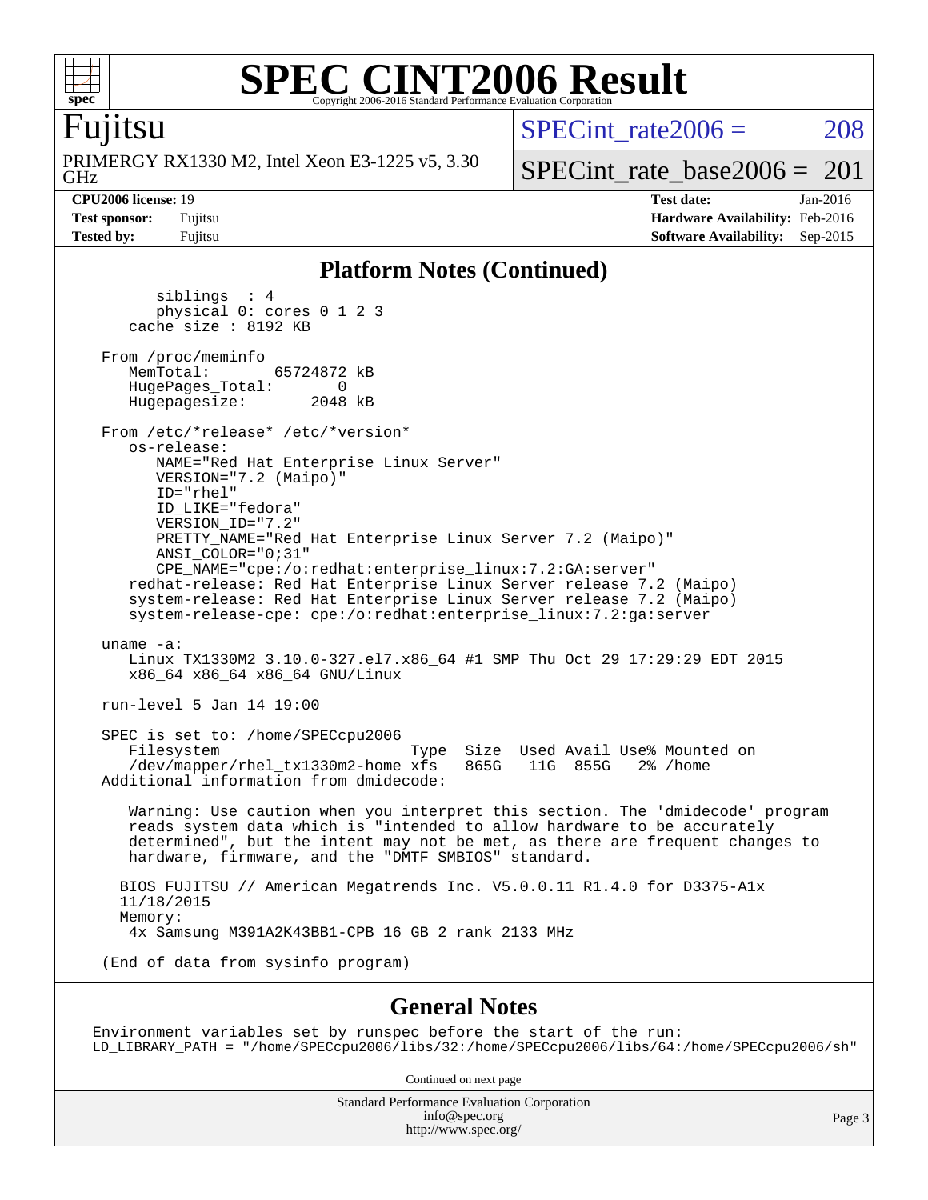## Platform Notes (Continued)

```
        siblings  : 4
        physical 0: cores 0 1 2 3
     cache size : 8192 KB

  From /proc/meminfo
     MemTotal:       65724872 kB
     HugePages_Total:       0
     Hugepagesize:       2048 kB

  From /etc/*release* /etc/*version*
     os-release:
        NAME="Red Hat Enterprise Linux Server"
        VERSION="7.2 (Maipo)"
        ID="rhel"
        ID_LIKE="fedora"
        VERSION_ID="7.2"
        PRETTY_NAME="Red Hat Enterprise Linux Server 7.2 (Maipo)"
        ANSI_COLOR="0;31"
        CPE_NAME="cpe:/o:redhat:enterprise_linux:7.2:GA:server"
     redhat-release: Red Hat Enterprise Linux Server release 7.2 (Maipo)
     system-release: Red Hat Enterprise Linux Server release 7.2 (Maipo)
     system-release-cpe: cpe:/o:redhat:enterprise_linux:7.2:ga:server

  uname -a:
     Linux TX1330M2 3.10.0-327.el7.x86_64 #1 SMP Thu Oct 29 17:29:29 EDT 2015
     x86_64 x86_64 x86_64 GNU/Linux

  run-level 5 Jan 14 19:00

  SPEC is set to: /home/SPECcpu2006
     Filesystem                        Type  Size  Used Avail Use% Mounted on
     /dev/mapper/rhel_tx1330m2-home xfs   865G   11G  855G   2% /home
  Additional information from dmidecode:

     Warning: Use caution when you interpret this section. The 'dmidecode' program
     reads system data which is "intended to allow hardware to be accurately
     determined", but the intent may not be met, as there are frequent changes to
     hardware, firmware, and the "DMTF SMBIOS" standard.

    BIOS FUJITSU // American Megatrends Inc. V5.0.0.11 R1.4.0 for D3375-A1x
    11/18/2015
    Memory:
     4x Samsung M391A2K43BB1-CPB 16 GB 2 rank 2133 MHz

  (End of data from sysinfo program)
```

## General Notes

```
Environment variables set by runspec before the start of the run:
LD_LIBRARY_PATH = "/home/SPECcpu2006/libs/32:/home/SPECcpu2006/libs/64:/home/SPECcpu2006/sh"
```

Continued on next page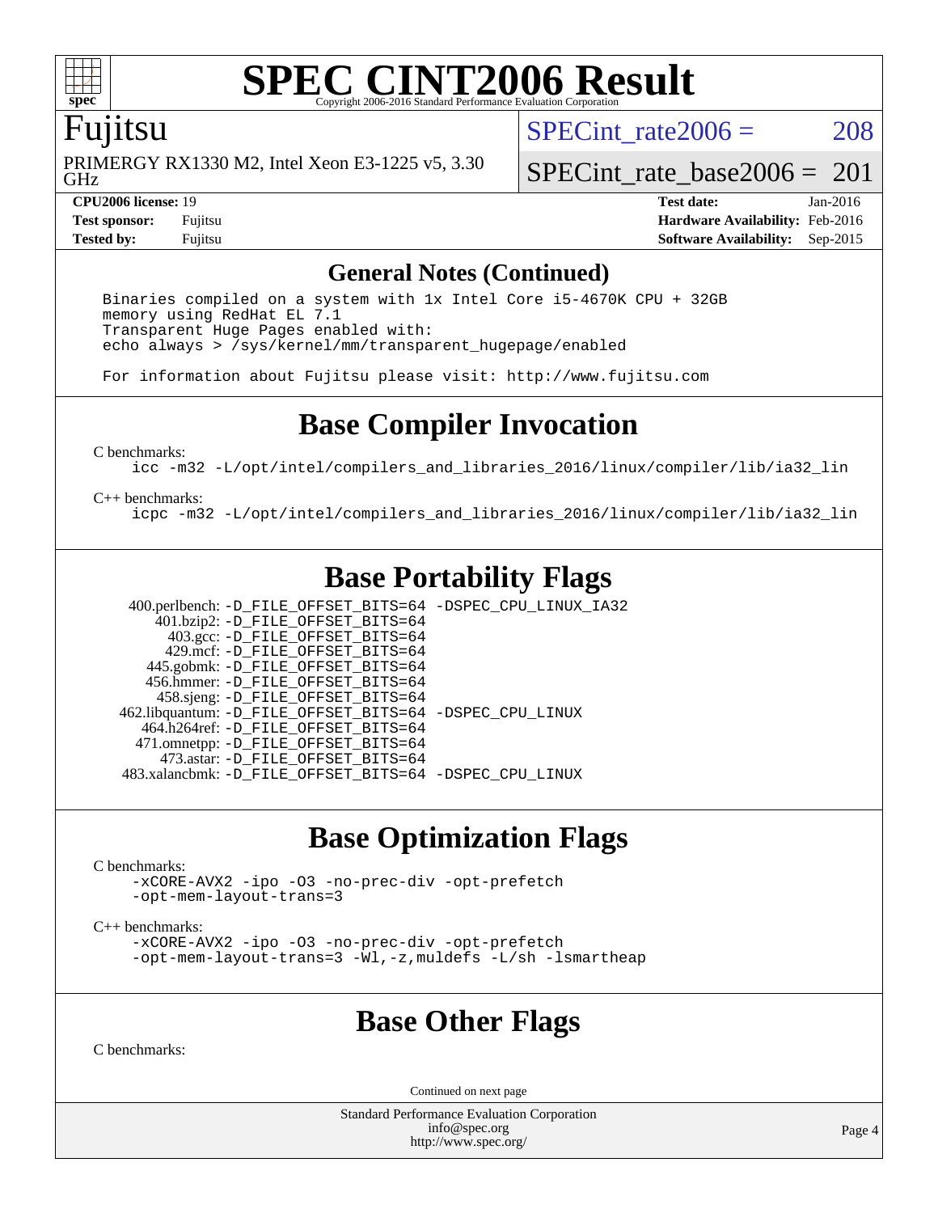# SPEC CINT2006 Result

Copyright 2006-2016 Standard Performance Evaluation Corporation

## Fujitsu

PRIMERGY RX1330 M2, Intel Xeon E3-1225 v5, 3.30 GHz

SPECint_rate2006 = 208

SPECint_rate_base2006 = 201

**CPU2006 license:** 19
**Test sponsor:** Fujitsu
**Tested by:** Fujitsu

**Test date:** Jan-2016
**Hardware Availability:** Feb-2016
**Software Availability:** Sep-2015

## General Notes (Continued)

```
Binaries compiled on a system with 1x Intel Core i5-4670K CPU + 32GB
memory using RedHat EL 7.1
Transparent Huge Pages enabled with:
echo always > /sys/kernel/mm/transparent_hugepage/enabled

For information about Fujitsu please visit: http://www.fujitsu.com
```

## Base Compiler Invocation

C benchmarks:

```
icc -m32 -L/opt/intel/compilers_and_libraries_2016/linux/compiler/lib/ia32_lin
```

C++ benchmarks:

```
icpc -m32 -L/opt/intel/compilers_and_libraries_2016/linux/compiler/lib/ia32_lin
```

## Base Portability Flags

```
400.perlbench: -D_FILE_OFFSET_BITS=64 -DSPEC_CPU_LINUX_IA32
   401.bzip2: -D_FILE_OFFSET_BITS=64
     403.gcc: -D_FILE_OFFSET_BITS=64
     429.mcf: -D_FILE_OFFSET_BITS=64
   445.gobmk: -D_FILE_OFFSET_BITS=64
   456.hmmer: -D_FILE_OFFSET_BITS=64
   458.sjeng: -D_FILE_OFFSET_BITS=64
462.libquantum: -D_FILE_OFFSET_BITS=64 -DSPEC_CPU_LINUX
  464.h264ref: -D_FILE_OFFSET_BITS=64
  471.omnetpp: -D_FILE_OFFSET_BITS=64
    473.astar: -D_FILE_OFFSET_BITS=64
483.xalancbmk: -D_FILE_OFFSET_BITS=64 -DSPEC_CPU_LINUX
```

## Base Optimization Flags

C benchmarks:

```
-xCORE-AVX2 -ipo -O3 -no-prec-div -opt-prefetch
-opt-mem-layout-trans=3
```

C++ benchmarks:

```
-xCORE-AVX2 -ipo -O3 -no-prec-div -opt-prefetch
-opt-mem-layout-trans=3 -Wl,-z,muldefs -L/sh -lsmartheap
```

## Base Other Flags

C benchmarks:

Continued on next page

Standard Performance Evaluation Corporation
info@spec.org
http://www.spec.org/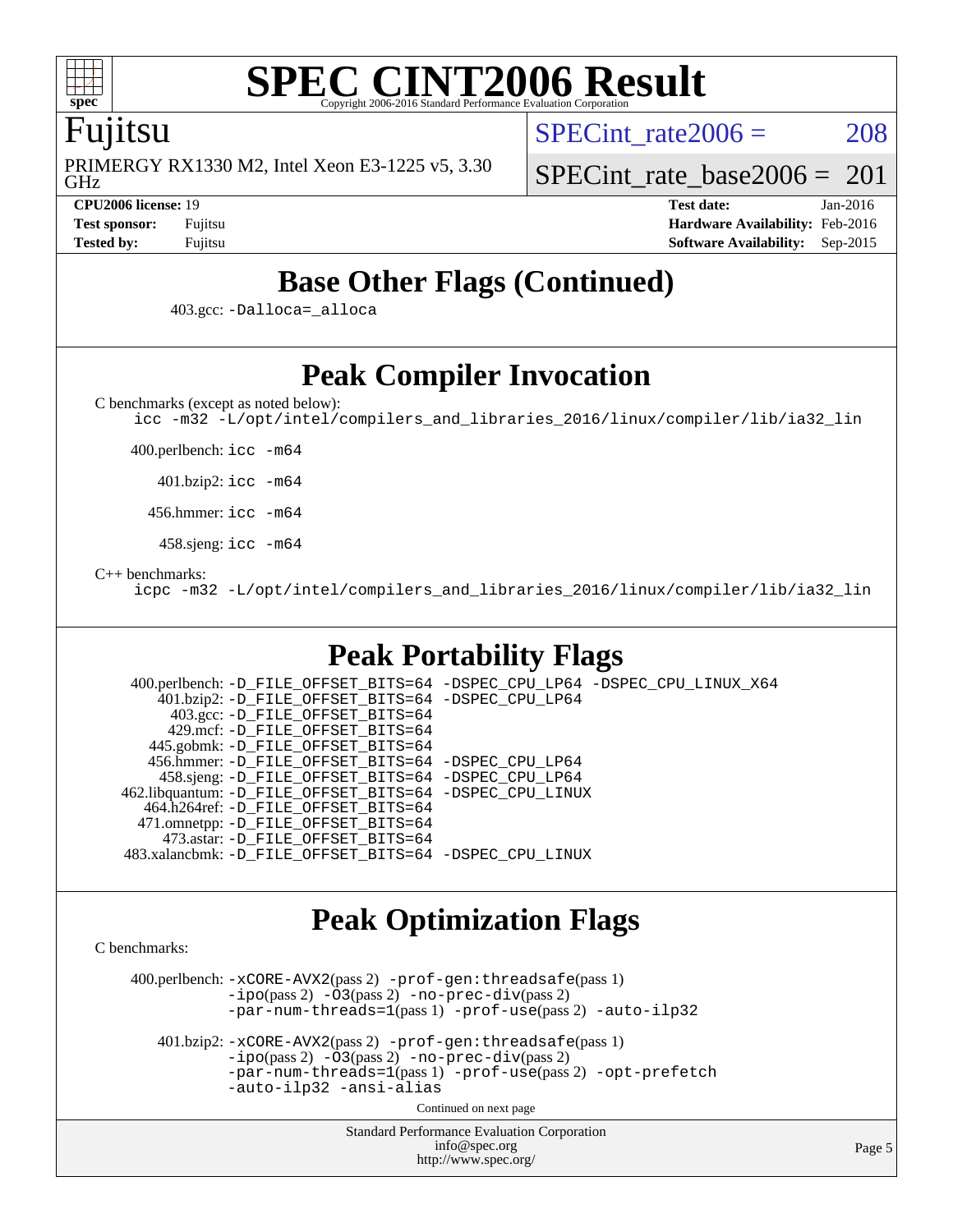# Base Other Flags (Continued)

403.gcc: -Dalloca=_alloca

# Peak Compiler Invocation

C benchmarks (except as noted below):

icc -m32 -L/opt/intel/compilers_and_libraries_2016/linux/compiler/lib/ia32_lin

400.perlbench: icc -m64

401.bzip2: icc -m64

456.hmmer: icc -m64

458.sjeng: icc -m64

C++ benchmarks:

icpc -m32 -L/opt/intel/compilers_and_libraries_2016/linux/compiler/lib/ia32_lin

# Peak Portability Flags

400.perlbench: -D_FILE_OFFSET_BITS=64 -DSPEC_CPU_LP64 -DSPEC_CPU_LINUX_X64
401.bzip2: -D_FILE_OFFSET_BITS=64 -DSPEC_CPU_LP64
403.gcc: -D_FILE_OFFSET_BITS=64
429.mcf: -D_FILE_OFFSET_BITS=64
445.gobmk: -D_FILE_OFFSET_BITS=64
456.hmmer: -D_FILE_OFFSET_BITS=64 -DSPEC_CPU_LP64
458.sjeng: -D_FILE_OFFSET_BITS=64 -DSPEC_CPU_LP64
462.libquantum: -D_FILE_OFFSET_BITS=64 -DSPEC_CPU_LINUX
464.h264ref: -D_FILE_OFFSET_BITS=64
471.omnetpp: -D_FILE_OFFSET_BITS=64
473.astar: -D_FILE_OFFSET_BITS=64
483.xalancbmk: -D_FILE_OFFSET_BITS=64 -DSPEC_CPU_LINUX

# Peak Optimization Flags

C benchmarks:

400.perlbench: -xCORE-AVX2(pass 2) -prof-gen:threadsafe(pass 1) -ipo(pass 2) -O3(pass 2) -no-prec-div(pass 2) -par-num-threads=1(pass 1) -prof-use(pass 2) -auto-ilp32

401.bzip2: -xCORE-AVX2(pass 2) -prof-gen:threadsafe(pass 1) -ipo(pass 2) -O3(pass 2) -no-prec-div(pass 2) -par-num-threads=1(pass 1) -prof-use(pass 2) -opt-prefetch -auto-ilp32 -ansi-alias

Continued on next page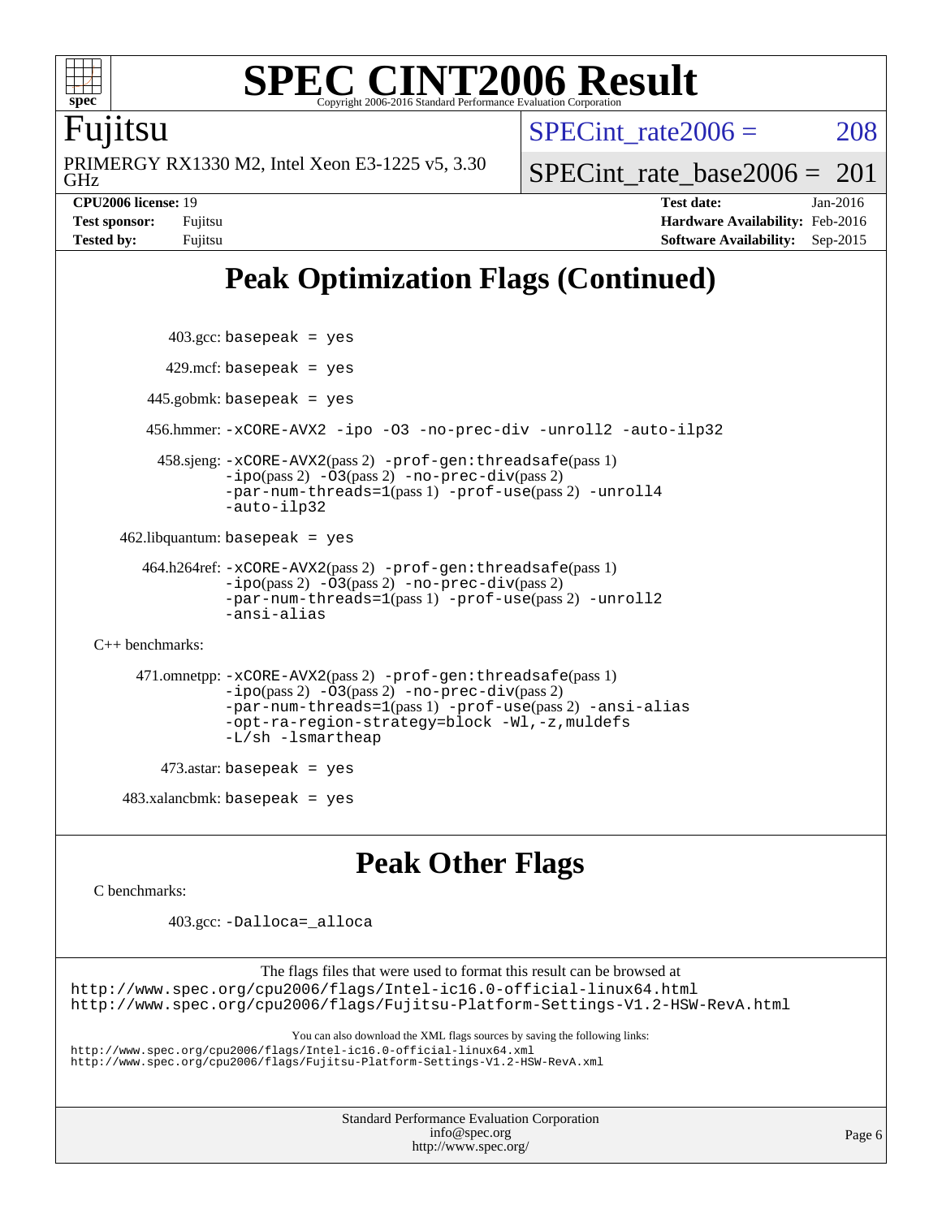# SPEC CINT2006 Result

Copyright 2006-2016 Standard Performance Evaluation Corporation

**Fujitsu**

PRIMERGY RX1330 M2, Intel Xeon E3-1225 v5, 3.30 GHz

SPECint_rate2006 = 208

SPECint_rate_base2006 = 201

**CPU2006 license:** 19
**Test sponsor:** Fujitsu
**Tested by:** Fujitsu

**Test date:** Jan-2016
**Hardware Availability:** Feb-2016
**Software Availability:** Sep-2015

## Peak Optimization Flags (Continued)

403.gcc: basepeak = yes

429.mcf: basepeak = yes

445.gobmk: basepeak = yes

456.hmmer: -xCORE-AVX2 -ipo -O3 -no-prec-div -unroll2 -auto-ilp32

458.sjeng: -xCORE-AVX2(pass 2) -prof-gen:threadsafe(pass 1) -ipo(pass 2) -O3(pass 2) -no-prec-div(pass 2) -par-num-threads=1(pass 1) -prof-use(pass 2) -unroll4 -auto-ilp32

462.libquantum: basepeak = yes

464.h264ref: -xCORE-AVX2(pass 2) -prof-gen:threadsafe(pass 1) -ipo(pass 2) -O3(pass 2) -no-prec-div(pass 2) -par-num-threads=1(pass 1) -prof-use(pass 2) -unroll2 -ansi-alias

C++ benchmarks:

471.omnetpp: -xCORE-AVX2(pass 2) -prof-gen:threadsafe(pass 1) -ipo(pass 2) -O3(pass 2) -no-prec-div(pass 2) -par-num-threads=1(pass 1) -prof-use(pass 2) -ansi-alias -opt-ra-region-strategy=block -Wl,-z,muldefs -L/sh -lsmartheap

473.astar: basepeak = yes

483.xalancbmk: basepeak = yes

## Peak Other Flags

C benchmarks:

403.gcc: -Dalloca=_alloca

The flags files that were used to format this result can be browsed at
http://www.spec.org/cpu2006/flags/Intel-ic16.0-official-linux64.html
http://www.spec.org/cpu2006/flags/Fujitsu-Platform-Settings-V1.2-HSW-RevA.html

You can also download the XML flags sources by saving the following links:
http://www.spec.org/cpu2006/flags/Intel-ic16.0-official-linux64.xml
http://www.spec.org/cpu2006/flags/Fujitsu-Platform-Settings-V1.2-HSW-RevA.xml

Standard Performance Evaluation Corporation
info@spec.org
http://www.spec.org/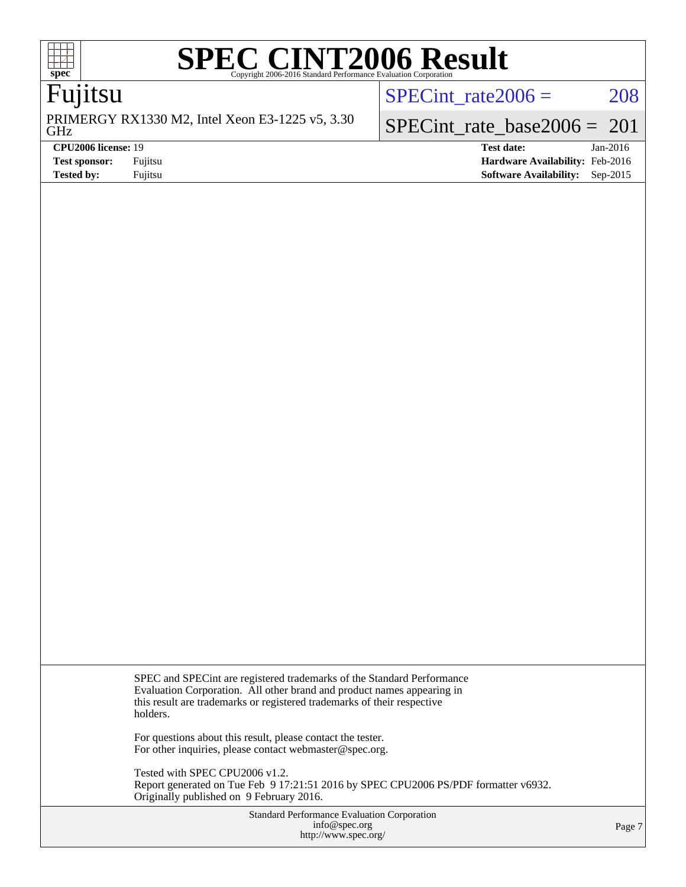# SPEC CINT2006 Result

Copyright 2006-2016 Standard Performance Evaluation Corporation

Fujitsu

PRIMERGY RX1330 M2, Intel Xeon E3-1225 v5, 3.30 GHz

SPECint_rate2006 = 208

SPECint_rate_base2006 = 201

**CPU2006 license:** 19
**Test sponsor:** Fujitsu
**Tested by:** Fujitsu

**Test date:** Jan-2016
**Hardware Availability:** Feb-2016
**Software Availability:** Sep-2015

SPEC and SPECint are registered trademarks of the Standard Performance Evaluation Corporation. All other brand and product names appearing in this result are trademarks or registered trademarks of their respective holders.

For questions about this result, please contact the tester.
For other inquiries, please contact webmaster@spec.org.

Tested with SPEC CPU2006 v1.2.
Report generated on Tue Feb 9 17:21:51 2016 by SPEC CPU2006 PS/PDF formatter v6932.
Originally published on 9 February 2016.

Standard Performance Evaluation Corporation
info@spec.org
http://www.spec.org/